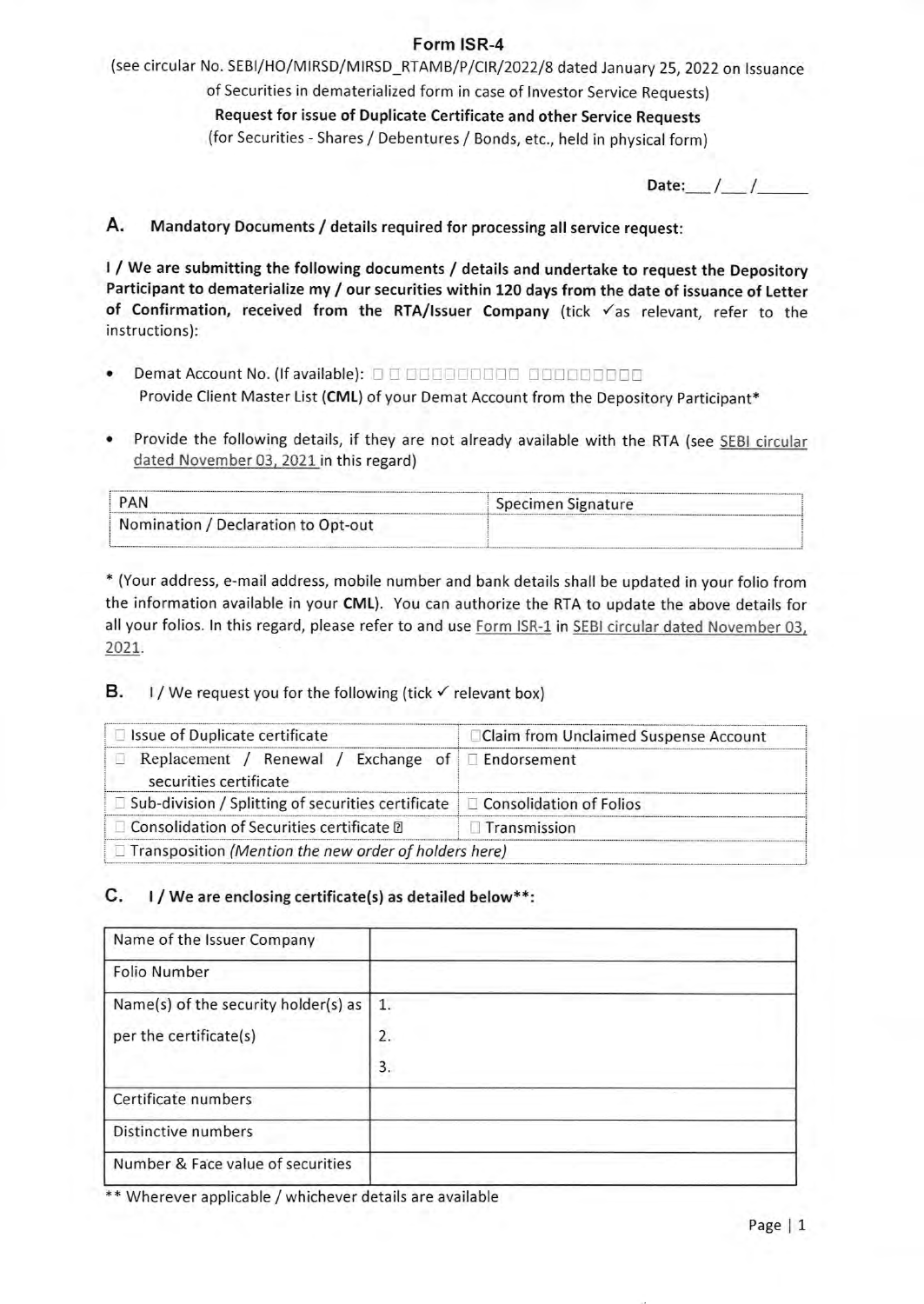# Form ISR-4

(see circular No. SEBI/HO/MIRSD/MIRSD_RTAMB/P/CIR/2022/8 dated January 25, 2022 on Issuance of Securities in dematerialized form in case of Investor Service Requests)

**Request for issue of Duplicate Certificate and other Service Requests**

(for Securities - Shares / Debentures / Bonds, etc., held in physical form)

**Date:** ___ / ___ / ______

## A. Mandatory Documents / details required for processing all service request:

**I / We are submitting the following documents / details and undertake to request the Depository Participant to dematerialize my / our securities within 120 days from the date of issuance of Letter of Confirmation, received from the RTA/Issuer Company** (tick ✓as relevant, refer to the instructions):

- Demat Account No. (If available): □ □ □□□□□□□□□ □□□□□□□□□
  Provide Client Master List (**CML**) of your Demat Account from the Depository Participant*
- Provide the following details, if they are not already available with the RTA (see SEBI circular dated November 03, 2021 in this regard)

| PAN | Specimen Signature |
|---|---|
| Nomination / Declaration to Opt-out | |

* (Your address, e-mail address, mobile number and bank details shall be updated in your folio from the information available in your **CML**). You can authorize the RTA to update the above details for all your folios. In this regard, please refer to and use Form ISR-1 in SEBI circular dated November 03, 2021.

## B. I / We request you for the following (tick ✓ relevant box)

| | |
|---|---|
| □ Issue of Duplicate certificate | □ Claim from Unclaimed Suspense Account |
| □ Replacement / Renewal / Exchange of securities certificate | □ Endorsement |
| □ Sub-division / Splitting of securities certificate | □ Consolidation of Folios |
| □ Consolidation of Securities certificate | □ Transmission |
| □ Transposition *(Mention the new order of holders here)* | |

## C. I / We are enclosing certificate(s) as detailed below**:

| | |
|---|---|
| Name of the Issuer Company | |
| Folio Number | |
| Name(s) of the security holder(s) as per the certificate(s) | 1.<br>2.<br>3. |
| Certificate numbers | |
| Distinctive numbers | |
| Number & Face value of securities | |

** Wherever applicable / whichever details are available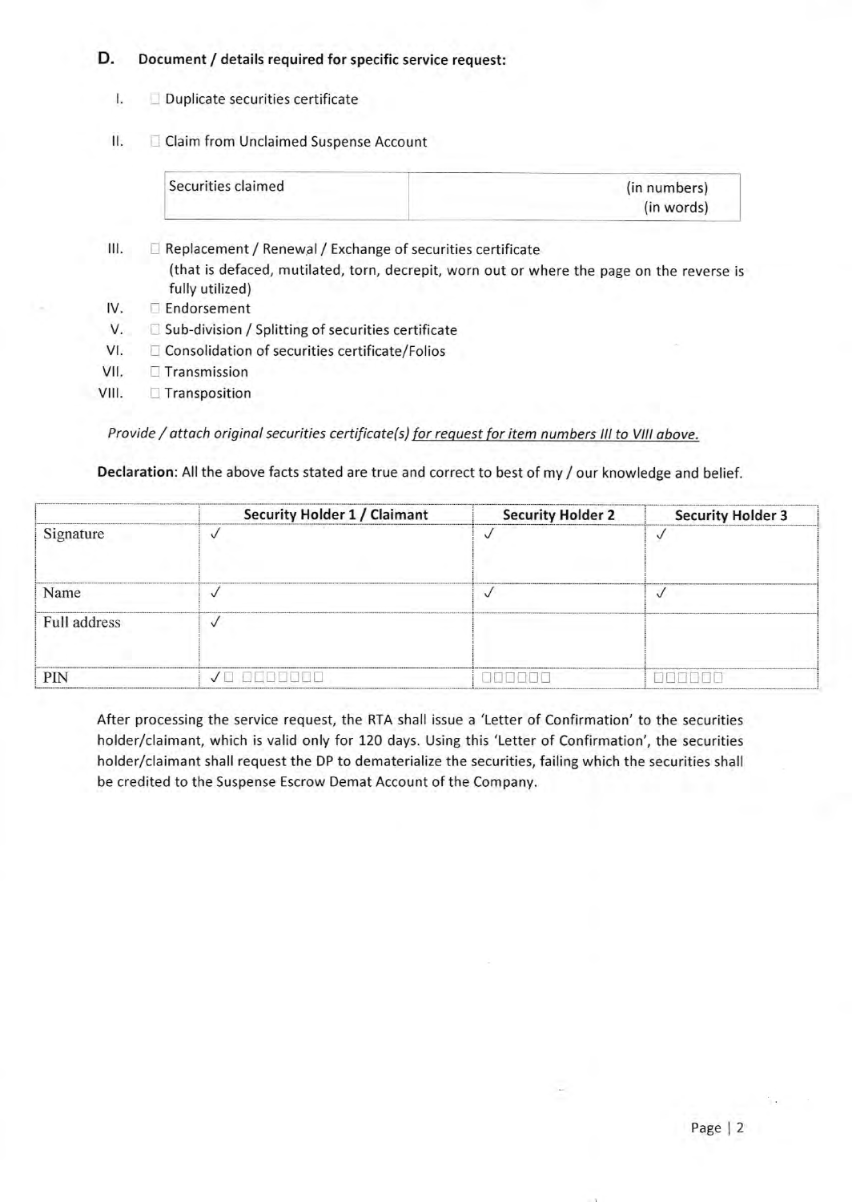## D. Document / details required for specific service request:

I. ☐ Duplicate securities certificate

II. ☐ Claim from Unclaimed Suspense Account

| Securities claimed | (in numbers)<br>(in words) |
|---|---|

III. ☐ Replacement / Renewal / Exchange of securities certificate
(that is defaced, mutilated, torn, decrepit, worn out or where the page on the reverse is fully utilized)

IV. ☐ Endorsement

V. ☐ Sub-division / Splitting of securities certificate

VI. ☐ Consolidation of securities certificate/Folios

VII. ☐ Transmission

VIII. ☐ Transposition

*Provide / attach original securities certificate(s) for request for item numbers III to VIII above.*

**Declaration**: All the above facts stated are true and correct to best of my / our knowledge and belief.

| | Security Holder 1 / Claimant | Security Holder 2 | Security Holder 3 |
|---|---|---|---|
| Signature | ✓ | ✓ | ✓ |
| Name | ✓ | ✓ | ✓ |
| Full address | ✓ | | |
| PIN | ✓☐ ☐☐☐☐☐☐ | ☐☐☐☐☐☐ | ☐☐☐☐☐☐ |

After processing the service request, the RTA shall issue a 'Letter of Confirmation' to the securities holder/claimant, which is valid only for 120 days. Using this 'Letter of Confirmation', the securities holder/claimant shall request the DP to dematerialize the securities, failing which the securities shall be credited to the Suspense Escrow Demat Account of the Company.